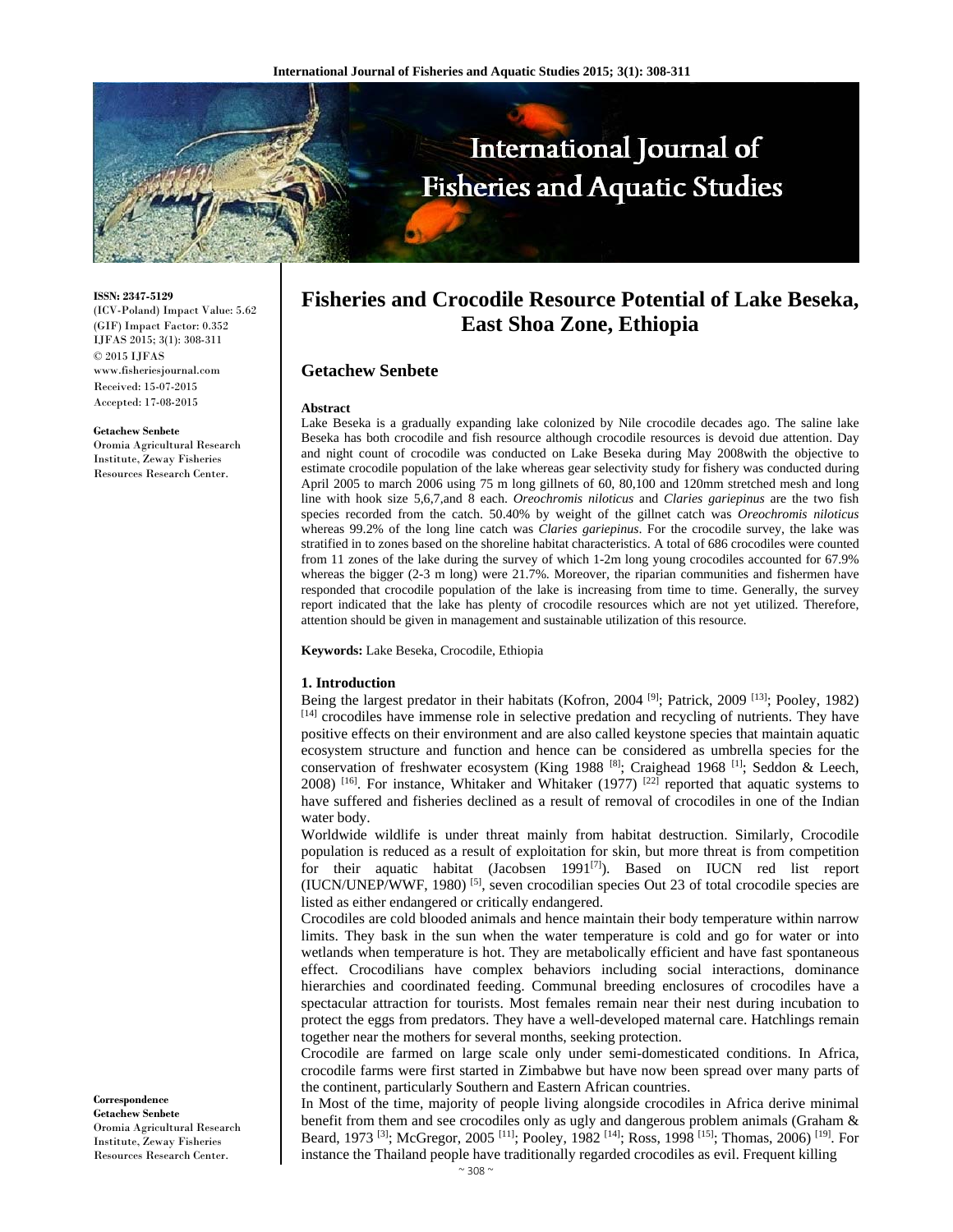# Fisheries and Crocodile Resource Potential of Lake Beseka, East Shoa Zone, Ethiopia

**ISSN: 2347-5129**
(ICV-Poland) Impact Value: 5.62
(GIF) Impact Factor: 0.352
IJFAS 2015; 3(1): 308-311
© 2015 IJFAS
www.fisheriesjournal.com
Received: 15-07-2015
Accepted: 17-08-2015

**Getachew Senbete**
Oromia Agricultural Research Institute, Zeway Fisheries Resources Research Center.

**Correspondence**
**Getachew Senbete**
Oromia Agricultural Research Institute, Zeway Fisheries Resources Research Center.

## Getachew Senbete

### Abstract

Lake Beseka is a gradually expanding lake colonized by Nile crocodile decades ago. The saline lake Beseka has both crocodile and fish resource although crocodile resources is devoid due attention. Day and night count of crocodile was conducted on Lake Beseka during May 2008with the objective to estimate crocodile population of the lake whereas gear selectivity study for fishery was conducted during April 2005 to march 2006 using 75 m long gillnets of 60, 80,100 and 120mm stretched mesh and long line with hook size 5,6,7,and 8 each. *Oreochromis niloticus* and *Claries gariepinus* are the two fish species recorded from the catch. 50.40% by weight of the gillnet catch was *Oreochromis niloticus* whereas 99.2% of the long line catch was *Claries gariepinus*. For the crocodile survey, the lake was stratified in to zones based on the shoreline habitat characteristics. A total of 686 crocodiles were counted from 11 zones of the lake during the survey of which 1-2m long young crocodiles accounted for 67.9% whereas the bigger (2-3 m long) were 21.7%. Moreover, the riparian communities and fishermen have responded that crocodile population of the lake is increasing from time to time. Generally, the survey report indicated that the lake has plenty of crocodile resources which are not yet utilized. Therefore, attention should be given in management and sustainable utilization of this resource.

**Keywords:** Lake Beseka, Crocodile, Ethiopia

### 1. Introduction

Being the largest predator in their habitats (Kofron, 2004 [9]; Patrick, 2009 [13]; Pooley, 1982) [14] crocodiles have immense role in selective predation and recycling of nutrients. They have positive effects on their environment and are also called keystone species that maintain aquatic ecosystem structure and function and hence can be considered as umbrella species for the conservation of freshwater ecosystem (King 1988 [8]; Craighead 1968 [1]; Seddon & Leech, 2008) [16]. For instance, Whitaker and Whitaker (1977) [22] reported that aquatic systems to have suffered and fisheries declined as a result of removal of crocodiles in one of the Indian water body.

Worldwide wildlife is under threat mainly from habitat destruction. Similarly, Crocodile population is reduced as a result of exploitation for skin, but more threat is from competition for their aquatic habitat (Jacobsen 1991[7]). Based on IUCN red list report (IUCN/UNEP/WWF, 1980) [5], seven crocodilian species Out 23 of total crocodile species are listed as either endangered or critically endangered.

Crocodiles are cold blooded animals and hence maintain their body temperature within narrow limits. They bask in the sun when the water temperature is cold and go for water or into wetlands when temperature is hot. They are metabolically efficient and have fast spontaneous effect. Crocodilians have complex behaviors including social interactions, dominance hierarchies and coordinated feeding. Communal breeding enclosures of crocodiles have a spectacular attraction for tourists. Most females remain near their nest during incubation to protect the eggs from predators. They have a well-developed maternal care. Hatchlings remain together near the mothers for several months, seeking protection.

Crocodile are farmed on large scale only under semi-domesticated conditions. In Africa, crocodile farms were first started in Zimbabwe but have now been spread over many parts of the continent, particularly Southern and Eastern African countries.

In Most of the time, majority of people living alongside crocodiles in Africa derive minimal benefit from them and see crocodiles only as ugly and dangerous problem animals (Graham & Beard, 1973 [3]; McGregor, 2005 [11]; Pooley, 1982 [14]; Ross, 1998 [15]; Thomas, 2006) [19]. For instance the Thailand people have traditionally regarded crocodiles as evil. Frequent killing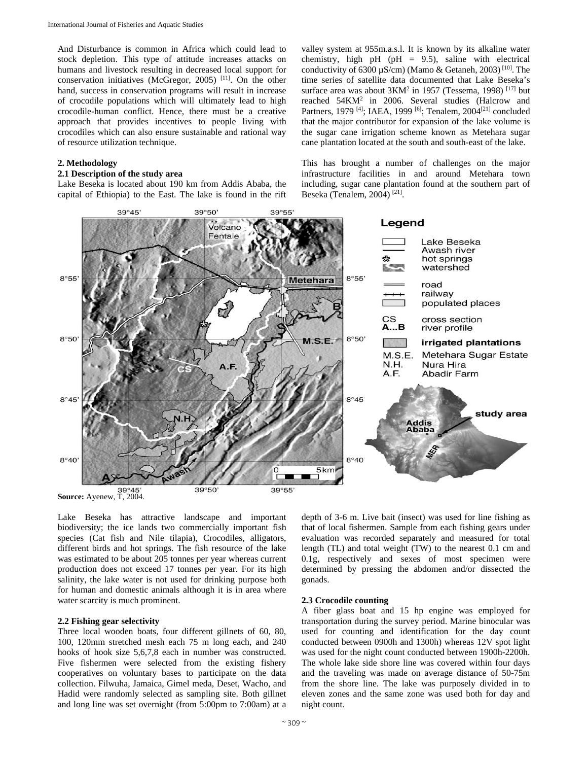And Disturbance is common in Africa which could lead to stock depletion. This type of attitude increases attacks on humans and livestock resulting in decreased local support for conservation initiatives (McGregor, 2005) [11]. On the other hand, success in conservation programs will result in increase of crocodile populations which will ultimately lead to high crocodile-human conflict. Hence, there must be a creative approach that provides incentives to people living with crocodiles which can also ensure sustainable and rational way of resource utilization technique.

## 2. Methodology

### 2.1 Description of the study area

Lake Beseka is located about 190 km from Addis Ababa, the capital of Ethiopia) to the East. The lake is found in the rift valley system at 955m.a.s.l. It is known by its alkaline water chemistry, high pH (pH = 9.5), saline with electrical conductivity of 6300 µS/cm) (Mamo & Getaneh, 2003) [10]. The time series of satellite data documented that Lake Beseka's surface area was about 3KM$^2$ in 1957 (Tessema, 1998) [17] but reached 54KM$^2$ in 2006. Several studies (Halcrow and Partners, 1979 [4]; IAEA, 1999 [6]; Tenalem, 2004[21] concluded that the major contributor for expansion of the lake volume is the sugar cane irrigation scheme known as Metehara sugar cane plantation located at the south and south-east of the lake.

This has brought a number of challenges on the major infrastructure facilities in and around Metehara town including, sugar cane plantation found at the southern part of Beseka (Tenalem, 2004) [21].

**Source:** Ayenew, T, 2004.

Lake Beseka has attractive landscape and important biodiversity; the ice lands two commercially important fish species (Cat fish and Nile tilapia), Crocodiles, alligators, different birds and hot springs. The fish resource of the lake was estimated to be about 205 tonnes per year whereas current production does not exceed 17 tonnes per year. For its high salinity, the lake water is not used for drinking purpose both for human and domestic animals although it is in area where water scarcity is much prominent.

### 2.2 Fishing gear selectivity

Three local wooden boats, four different gillnets of 60, 80, 100, 120mm stretched mesh each 75 m long each, and 240 hooks of hook size 5,6,7,8 each in number was constructed. Five fishermen were selected from the existing fishery cooperatives on voluntary bases to participate on the data collection. Filwuha, Jamaica, Gimel meda, Deset, Wacho, and Hadid were randomly selected as sampling site. Both gillnet and long line was set overnight (from 5:00pm to 7:00am) at a depth of 3-6 m. Live bait (insect) was used for line fishing as that of local fishermen. Sample from each fishing gears under evaluation was recorded separately and measured for total length (TL) and total weight (TW) to the nearest 0.1 cm and 0.1g, respectively and sexes of most specimen were determined by pressing the abdomen and/or dissected the gonads.

### 2.3 Crocodile counting

A fiber glass boat and 15 hp engine was employed for transportation during the survey period. Marine binocular was used for counting and identification for the day count conducted between 0900h and 1300h) whereas 12V spot light was used for the night count conducted between 1900h-2200h. The whole lake side shore line was covered within four days and the traveling was made on average distance of 50-75m from the shore line. The lake was purposely divided in to eleven zones and the same zone was used both for day and night count.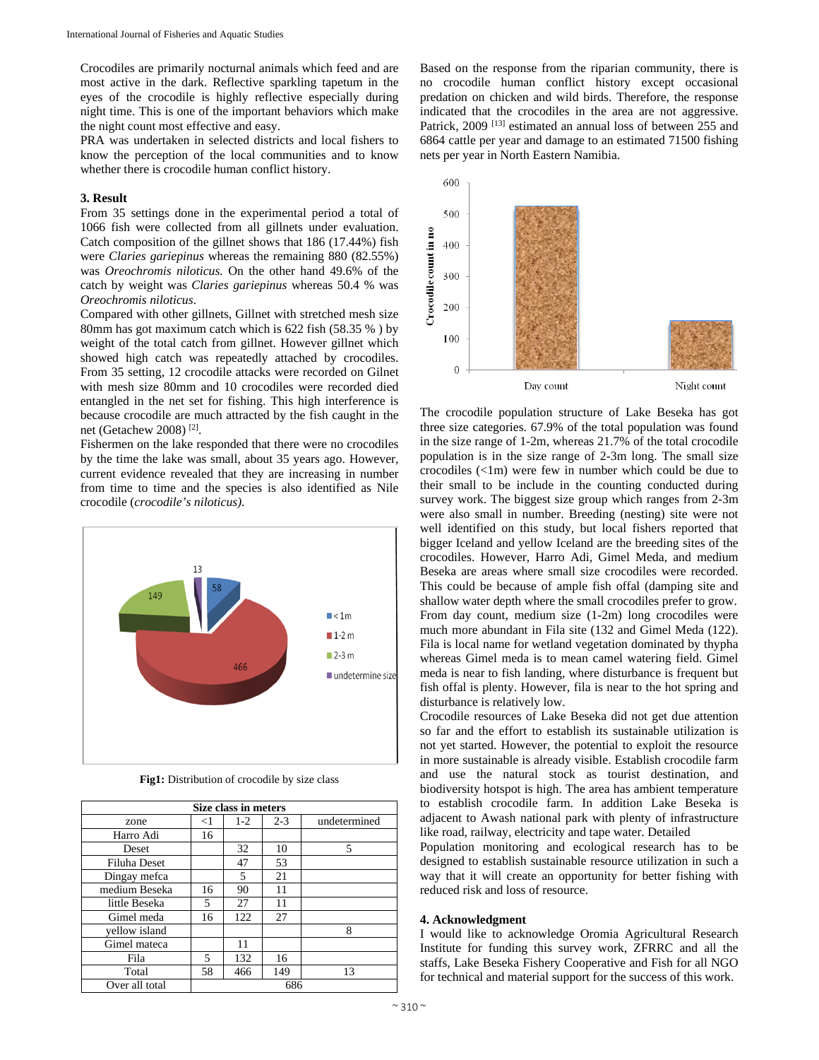Crocodiles are primarily nocturnal animals which feed and are most active in the dark. Reflective sparkling tapetum in the eyes of the crocodile is highly reflective especially during night time. This is one of the important behaviors which make the night count most effective and easy.

PRA was undertaken in selected districts and local fishers to know the perception of the local communities and to know whether there is crocodile human conflict history.

### 3. Result

From 35 settings done in the experimental period a total of 1066 fish were collected from all gillnets under evaluation. Catch composition of the gillnet shows that 186 (17.44%) fish were *Claries gariepinus* whereas the remaining 880 (82.55%) was *Oreochromis niloticus.* On the other hand 49.6% of the catch by weight was *Claries gariepinus* whereas 50.4 % was *Oreochromis niloticus*.

Compared with other gillnets, Gillnet with stretched mesh size 80mm has got maximum catch which is 622 fish (58.35 % ) by weight of the total catch from gillnet. However gillnet which showed high catch was repeatedly attached by crocodiles. From 35 setting, 12 crocodile attacks were recorded on Gilnet with mesh size 80mm and 10 crocodiles were recorded died entangled in the net set for fishing. This high interference is because crocodile are much attracted by the fish caught in the net (Getachew 2008) [2].

Fishermen on the lake responded that there were no crocodiles by the time the lake was small, about 35 years ago. However, current evidence revealed that they are increasing in number from time to time and the species is also identified as Nile crocodile (*crocodile's niloticus).*

**Fig1:** Distribution of crocodile by size class

| zone | <1 | 1-2 | 2-3 | undetermined |
|---|---|---|---|---|
| Harro Adi | 16 | | | |
| Deset | | 32 | 10 | 5 |
| Filuha Deset | | 47 | 53 | |
| Dingay mefca | | 5 | 21 | |
| medium Beseka | 16 | 90 | 11 | |
| little Beseka | 5 | 27 | 11 | |
| Gimel meda | 16 | 122 | 27 | |
| yellow island | | | | 8 |
| Gimel mateca | | 11 | | |
| Fila | 5 | 132 | 16 | |
| Total | 58 | 466 | 149 | 13 |
| Over all total | 686 | | | |

Size class in meters

Based on the response from the riparian community, there is no crocodile human conflict history except occasional predation on chicken and wild birds. Therefore, the response indicated that the crocodiles in the area are not aggressive. Patrick, 2009 [13] estimated an annual loss of between 255 and 6864 cattle per year and damage to an estimated 71500 fishing nets per year in North Eastern Namibia.

The crocodile population structure of Lake Beseka has got three size categories. 67.9% of the total population was found in the size range of 1-2m, whereas 21.7% of the total crocodile population is in the size range of 2-3m long. The small size crocodiles (<1m) were few in number which could be due to their small to be include in the counting conducted during survey work. The biggest size group which ranges from 2-3m were also small in number. Breeding (nesting) site were not well identified on this study, but local fishers reported that bigger Iceland and yellow Iceland are the breeding sites of the crocodiles. However, Harro Adi, Gimel Meda, and medium Beseka are areas where small size crocodiles were recorded. This could be because of ample fish offal (damping site and shallow water depth where the small crocodiles prefer to grow. From day count, medium size (1-2m) long crocodiles were much more abundant in Fila site (132 and Gimel Meda (122). Fila is local name for wetland vegetation dominated by thypha whereas Gimel meda is to mean camel watering field. Gimel meda is near to fish landing, where disturbance is frequent but fish offal is plenty. However, fila is near to the hot spring and disturbance is relatively low.

Crocodile resources of Lake Beseka did not get due attention so far and the effort to establish its sustainable utilization is not yet started. However, the potential to exploit the resource in more sustainable is already visible. Establish crocodile farm and use the natural stock as tourist destination, and biodiversity hotspot is high. The area has ambient temperature to establish crocodile farm. In addition Lake Beseka is adjacent to Awash national park with plenty of infrastructure like road, railway, electricity and tape water. Detailed

Population monitoring and ecological research has to be designed to establish sustainable resource utilization in such a way that it will create an opportunity for better fishing with reduced risk and loss of resource.

### 4. Acknowledgment

I would like to acknowledge Oromia Agricultural Research Institute for funding this survey work, ZFRRC and all the staffs, Lake Beseka Fishery Cooperative and Fish for all NGO for technical and material support for the success of this work.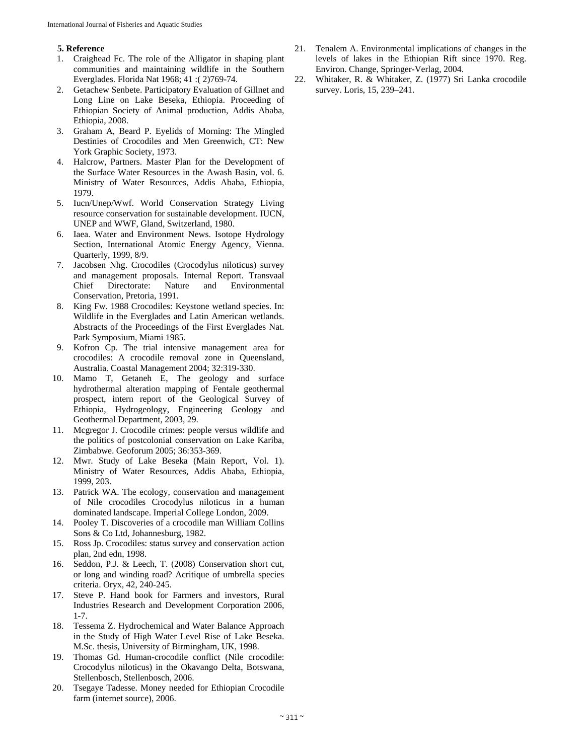### 5. Reference

1. Craighead Fc. The role of the Alligator in shaping plant communities and maintaining wildlife in the Southern Everglades. Florida Nat 1968; 41 :( 2)769-74.
2. Getachew Senbete. Participatory Evaluation of Gillnet and Long Line on Lake Beseka, Ethiopia. Proceeding of Ethiopian Society of Animal production, Addis Ababa, Ethiopia, 2008.
3. Graham A, Beard P. Eyelids of Morning: The Mingled Destinies of Crocodiles and Men Greenwich, CT: New York Graphic Society, 1973.
4. Halcrow, Partners. Master Plan for the Development of the Surface Water Resources in the Awash Basin, vol. 6. Ministry of Water Resources, Addis Ababa, Ethiopia, 1979.
5. Iucn/Unep/Wwf. World Conservation Strategy Living resource conservation for sustainable development. IUCN, UNEP and WWF, Gland, Switzerland, 1980.
6. Iaea. Water and Environment News. Isotope Hydrology Section, International Atomic Energy Agency, Vienna. Quarterly, 1999, 8/9.
7. Jacobsen Nhg. Crocodiles (Crocodylus niloticus) survey and management proposals. Internal Report. Transvaal Chief Directorate: Nature and Environmental Conservation, Pretoria, 1991.
8. King Fw. 1988 Crocodiles: Keystone wetland species. In: Wildlife in the Everglades and Latin American wetlands. Abstracts of the Proceedings of the First Everglades Nat. Park Symposium, Miami 1985.
9. Kofron Cp. The trial intensive management area for crocodiles: A crocodile removal zone in Queensland, Australia. Coastal Management 2004; 32:319-330.
10. Mamo T, Getaneh E, The geology and surface hydrothermal alteration mapping of Fentale geothermal prospect, intern report of the Geological Survey of Ethiopia, Hydrogeology, Engineering Geology and Geothermal Department, 2003, 29.
11. Mcgregor J. Crocodile crimes: people versus wildlife and the politics of postcolonial conservation on Lake Kariba, Zimbabwe. Geoforum 2005; 36:353-369.
12. Mwr. Study of Lake Beseka (Main Report, Vol. 1). Ministry of Water Resources, Addis Ababa, Ethiopia, 1999, 203.
13. Patrick WA. The ecology, conservation and management of Nile crocodiles Crocodylus niloticus in a human dominated landscape. Imperial College London, 2009.
14. Pooley T. Discoveries of a crocodile man William Collins Sons & Co Ltd, Johannesburg, 1982.
15. Ross Jp. Crocodiles: status survey and conservation action plan, 2nd edn, 1998.
16. Seddon, P.J. & Leech, T. (2008) Conservation short cut, or long and winding road? Acritique of umbrella species criteria. Oryx, 42, 240-245.
17. Steve P. Hand book for Farmers and investors, Rural Industries Research and Development Corporation 2006, 1-7.
18. Tessema Z. Hydrochemical and Water Balance Approach in the Study of High Water Level Rise of Lake Beseka. M.Sc. thesis, University of Birmingham, UK, 1998.
19. Thomas Gd. Human-crocodile conflict (Nile crocodile: Crocodylus niloticus) in the Okavango Delta, Botswana, Stellenbosch, Stellenbosch, 2006.
20. Tsegaye Tadesse. Money needed for Ethiopian Crocodile farm (internet source), 2006.
21. Tenalem A. Environmental implications of changes in the levels of lakes in the Ethiopian Rift since 1970. Reg. Environ. Change, Springer-Verlag, 2004.
22. Whitaker, R. & Whitaker, Z. (1977) Sri Lanka crocodile survey. Loris, 15, 239–241.